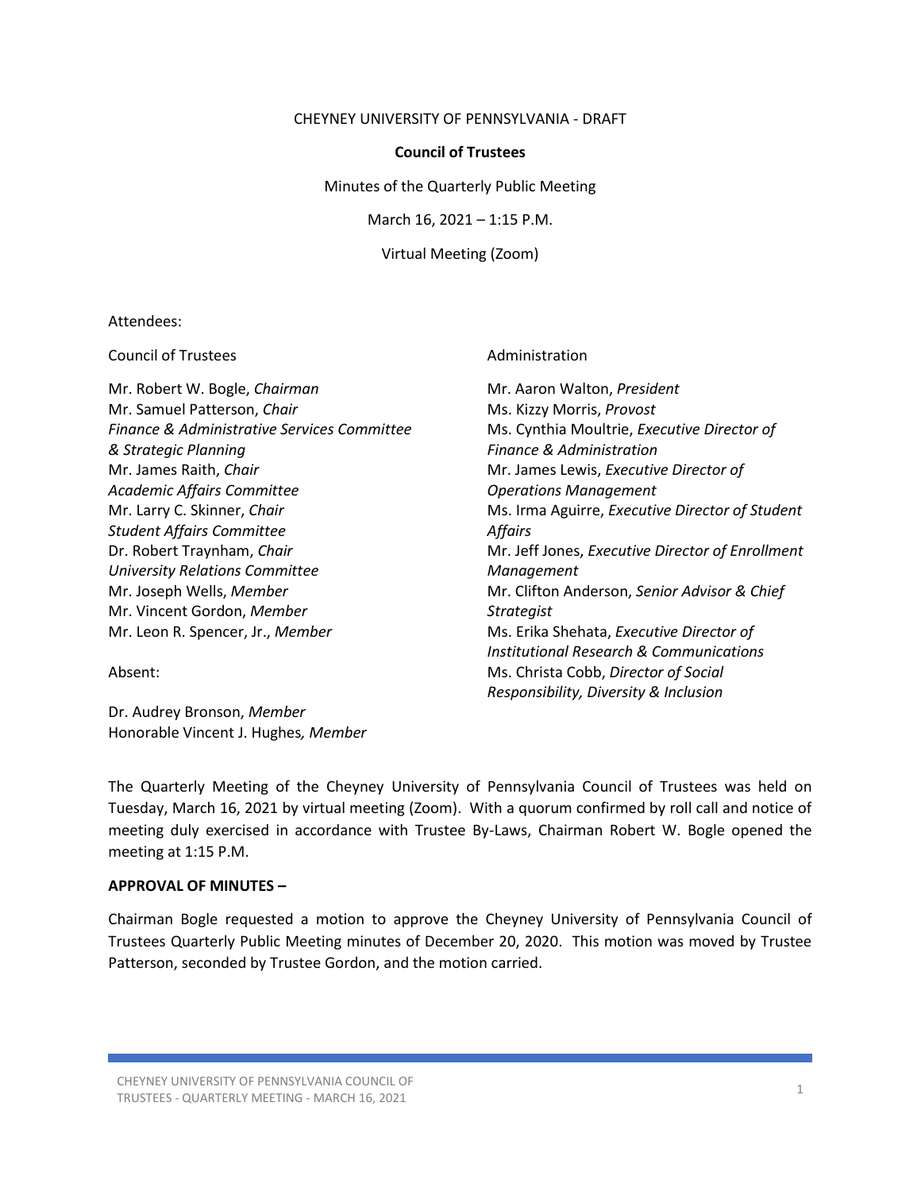CHEYNEY UNIVERSITY OF PENNSYLVANIA - DRAFT

**Council of Trustees**

Minutes of the Quarterly Public Meeting

March 16, 2021 – 1:15 P.M.

Virtual Meeting (Zoom)

Attendees:

Council of Trustees

Mr. Robert W. Bogle, *Chairman*
Mr. Samuel Patterson, *Chair*
*Finance & Administrative Services Committee & Strategic Planning*
Mr. James Raith, *Chair*
*Academic Affairs Committee*
Mr. Larry C. Skinner, *Chair*
*Student Affairs Committee*
Dr. Robert Traynham, *Chair*
*University Relations Committee*
Mr. Joseph Wells, *Member*
Mr. Vincent Gordon, *Member*
Mr. Leon R. Spencer, Jr., *Member*

Absent:

Dr. Audrey Bronson, *Member*
Honorable Vincent J. Hughes*, Member*

Administration

Mr. Aaron Walton, *President*
Ms. Kizzy Morris, *Provost*
Ms. Cynthia Moultrie, *Executive Director of Finance & Administration*
Mr. James Lewis, *Executive Director of Operations Management*
Ms. Irma Aguirre, *Executive Director of Student Affairs*
Mr. Jeff Jones, *Executive Director of Enrollment Management*
Mr. Clifton Anderson, *Senior Advisor & Chief Strategist*
Ms. Erika Shehata, *Executive Director of Institutional Research & Communications*
Ms. Christa Cobb, *Director of Social Responsibility, Diversity & Inclusion*

The Quarterly Meeting of the Cheyney University of Pennsylvania Council of Trustees was held on Tuesday, March 16, 2021 by virtual meeting (Zoom). With a quorum confirmed by roll call and notice of meeting duly exercised in accordance with Trustee By-Laws, Chairman Robert W. Bogle opened the meeting at 1:15 P.M.

**APPROVAL OF MINUTES –**

Chairman Bogle requested a motion to approve the Cheyney University of Pennsylvania Council of Trustees Quarterly Public Meeting minutes of December 20, 2020. This motion was moved by Trustee Patterson, seconded by Trustee Gordon, and the motion carried.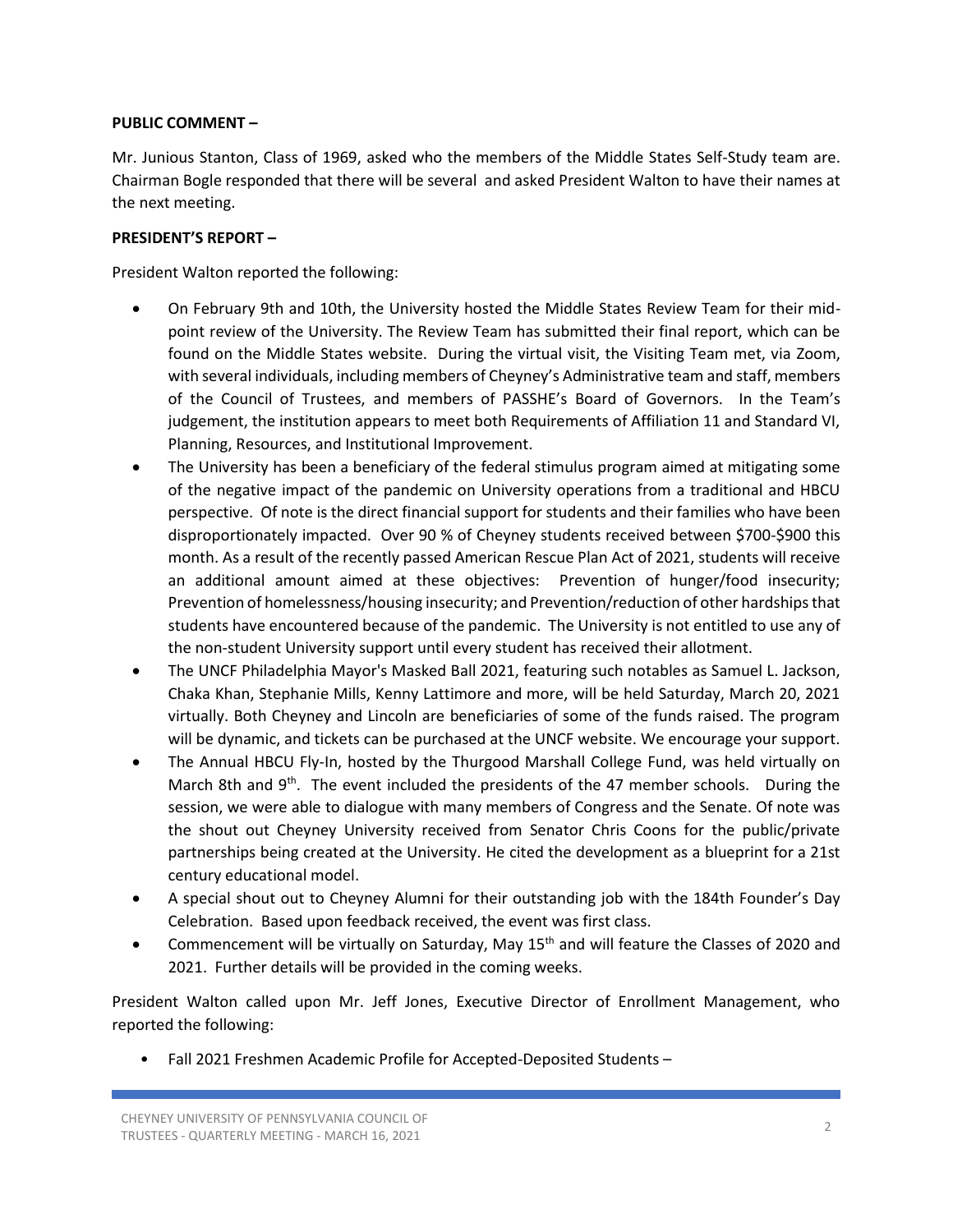**PUBLIC COMMENT –**

Mr. Junious Stanton, Class of 1969, asked who the members of the Middle States Self-Study team are. Chairman Bogle responded that there will be several and asked President Walton to have their names at the next meeting.

**PRESIDENT'S REPORT –**

President Walton reported the following:

- On February 9th and 10th, the University hosted the Middle States Review Team for their mid-point review of the University. The Review Team has submitted their final report, which can be found on the Middle States website. During the virtual visit, the Visiting Team met, via Zoom, with several individuals, including members of Cheyney's Administrative team and staff, members of the Council of Trustees, and members of PASSHE's Board of Governors. In the Team's judgement, the institution appears to meet both Requirements of Affiliation 11 and Standard VI, Planning, Resources, and Institutional Improvement.
- The University has been a beneficiary of the federal stimulus program aimed at mitigating some of the negative impact of the pandemic on University operations from a traditional and HBCU perspective. Of note is the direct financial support for students and their families who have been disproportionately impacted. Over 90 % of Cheyney students received between $700-$900 this month. As a result of the recently passed American Rescue Plan Act of 2021, students will receive an additional amount aimed at these objectives: Prevention of hunger/food insecurity; Prevention of homelessness/housing insecurity; and Prevention/reduction of other hardships that students have encountered because of the pandemic. The University is not entitled to use any of the non-student University support until every student has received their allotment.
- The UNCF Philadelphia Mayor's Masked Ball 2021, featuring such notables as Samuel L. Jackson, Chaka Khan, Stephanie Mills, Kenny Lattimore and more, will be held Saturday, March 20, 2021 virtually. Both Cheyney and Lincoln are beneficiaries of some of the funds raised. The program will be dynamic, and tickets can be purchased at the UNCF website. We encourage your support.
- The Annual HBCU Fly-In, hosted by the Thurgood Marshall College Fund, was held virtually on March 8th and 9th. The event included the presidents of the 47 member schools. During the session, we were able to dialogue with many members of Congress and the Senate. Of note was the shout out Cheyney University received from Senator Chris Coons for the public/private partnerships being created at the University. He cited the development as a blueprint for a 21st century educational model.
- A special shout out to Cheyney Alumni for their outstanding job with the 184th Founder's Day Celebration. Based upon feedback received, the event was first class.
- Commencement will be virtually on Saturday, May 15th and will feature the Classes of 2020 and 2021. Further details will be provided in the coming weeks.

President Walton called upon Mr. Jeff Jones, Executive Director of Enrollment Management, who reported the following:

- Fall 2021 Freshmen Academic Profile for Accepted-Deposited Students –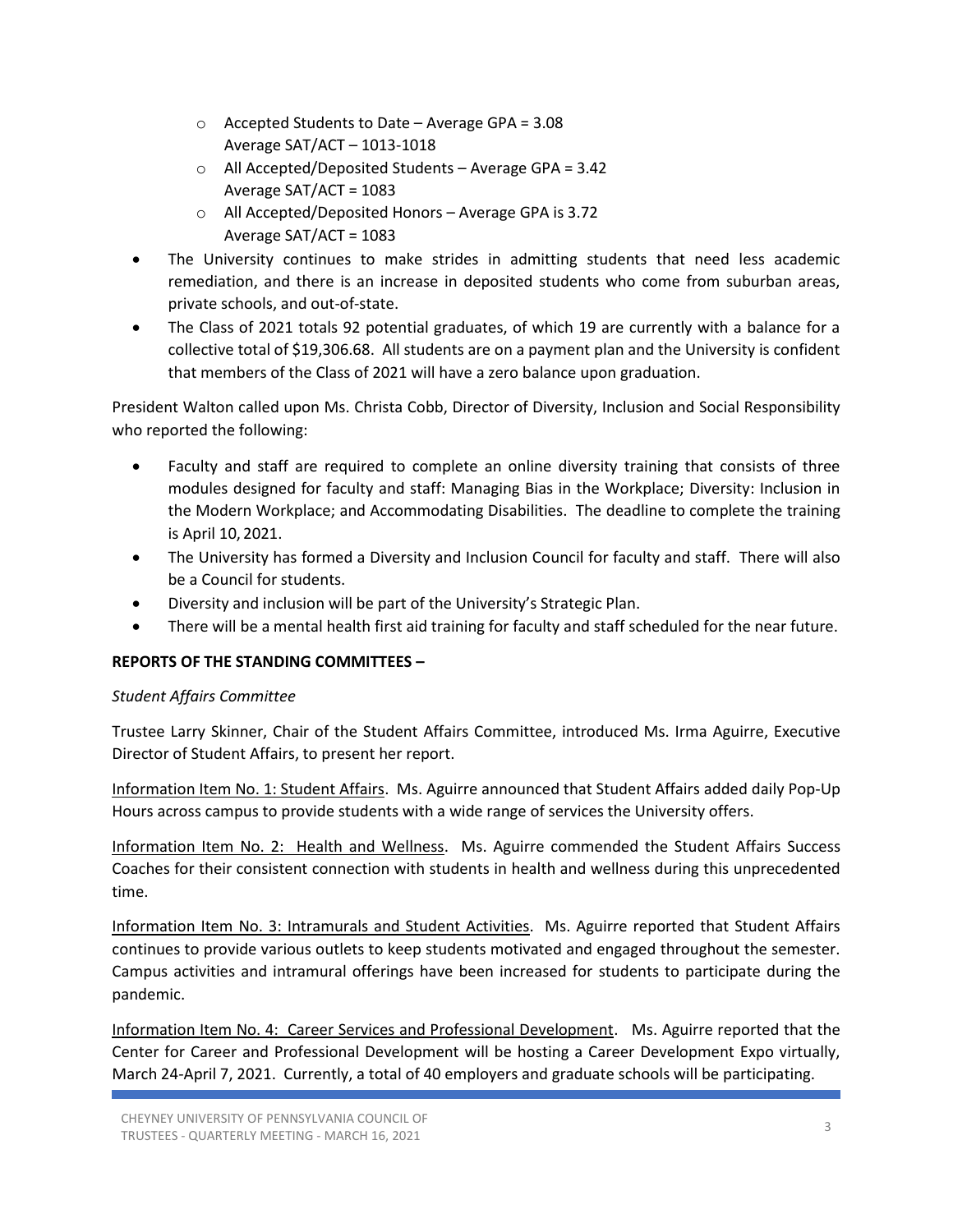- Accepted Students to Date – Average GPA = 3.08
    Average SAT/ACT – 1013-1018
  - All Accepted/Deposited Students – Average GPA = 3.42
    Average SAT/ACT = 1083
  - All Accepted/Deposited Honors – Average GPA is 3.72
    Average SAT/ACT = 1083
- The University continues to make strides in admitting students that need less academic remediation, and there is an increase in deposited students who come from suburban areas, private schools, and out-of-state.
- The Class of 2021 totals 92 potential graduates, of which 19 are currently with a balance for a collective total of $19,306.68. All students are on a payment plan and the University is confident that members of the Class of 2021 will have a zero balance upon graduation.

President Walton called upon Ms. Christa Cobb, Director of Diversity, Inclusion and Social Responsibility who reported the following:

- Faculty and staff are required to complete an online diversity training that consists of three modules designed for faculty and staff: Managing Bias in the Workplace; Diversity: Inclusion in the Modern Workplace; and Accommodating Disabilities. The deadline to complete the training is April 10, 2021.
- The University has formed a Diversity and Inclusion Council for faculty and staff. There will also be a Council for students.
- Diversity and inclusion will be part of the University's Strategic Plan.
- There will be a mental health first aid training for faculty and staff scheduled for the near future.

**REPORTS OF THE STANDING COMMITTEES –**

*Student Affairs Committee*

Trustee Larry Skinner, Chair of the Student Affairs Committee, introduced Ms. Irma Aguirre, Executive Director of Student Affairs, to present her report.

Information Item No. 1: Student Affairs. Ms. Aguirre announced that Student Affairs added daily Pop-Up Hours across campus to provide students with a wide range of services the University offers.

Information Item No. 2: Health and Wellness. Ms. Aguirre commended the Student Affairs Success Coaches for their consistent connection with students in health and wellness during this unprecedented time.

Information Item No. 3: Intramurals and Student Activities. Ms. Aguirre reported that Student Affairs continues to provide various outlets to keep students motivated and engaged throughout the semester. Campus activities and intramural offerings have been increased for students to participate during the pandemic.

Information Item No. 4: Career Services and Professional Development. Ms. Aguirre reported that the Center for Career and Professional Development will be hosting a Career Development Expo virtually, March 24-April 7, 2021. Currently, a total of 40 employers and graduate schools will be participating.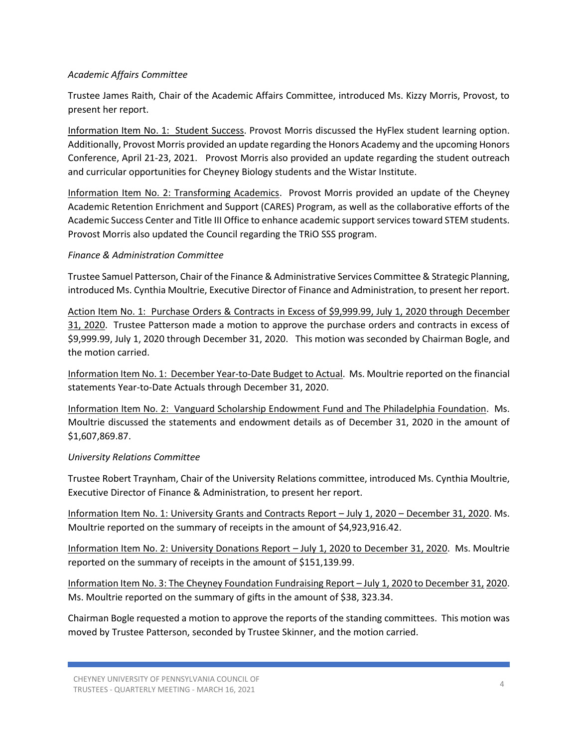*Academic Affairs Committee*

Trustee James Raith, Chair of the Academic Affairs Committee, introduced Ms. Kizzy Morris, Provost, to present her report.

Information Item No. 1: Student Success. Provost Morris discussed the HyFlex student learning option. Additionally, Provost Morris provided an update regarding the Honors Academy and the upcoming Honors Conference, April 21-23, 2021. Provost Morris also provided an update regarding the student outreach and curricular opportunities for Cheyney Biology students and the Wistar Institute.

Information Item No. 2: Transforming Academics. Provost Morris provided an update of the Cheyney Academic Retention Enrichment and Support (CARES) Program, as well as the collaborative efforts of the Academic Success Center and Title III Office to enhance academic support services toward STEM students. Provost Morris also updated the Council regarding the TRiO SSS program.

*Finance & Administration Committee*

Trustee Samuel Patterson, Chair of the Finance & Administrative Services Committee & Strategic Planning, introduced Ms. Cynthia Moultrie, Executive Director of Finance and Administration, to present her report.

Action Item No. 1: Purchase Orders & Contracts in Excess of $9,999.99, July 1, 2020 through December 31, 2020. Trustee Patterson made a motion to approve the purchase orders and contracts in excess of $9,999.99, July 1, 2020 through December 31, 2020. This motion was seconded by Chairman Bogle, and the motion carried.

Information Item No. 1: December Year-to-Date Budget to Actual. Ms. Moultrie reported on the financial statements Year-to-Date Actuals through December 31, 2020.

Information Item No. 2: Vanguard Scholarship Endowment Fund and The Philadelphia Foundation. Ms. Moultrie discussed the statements and endowment details as of December 31, 2020 in the amount of $1,607,869.87.

*University Relations Committee*

Trustee Robert Traynham, Chair of the University Relations committee, introduced Ms. Cynthia Moultrie, Executive Director of Finance & Administration, to present her report.

Information Item No. 1: University Grants and Contracts Report – July 1, 2020 – December 31, 2020. Ms. Moultrie reported on the summary of receipts in the amount of $4,923,916.42.

Information Item No. 2: University Donations Report – July 1, 2020 to December 31, 2020. Ms. Moultrie reported on the summary of receipts in the amount of $151,139.99.

Information Item No. 3: The Cheyney Foundation Fundraising Report – July 1, 2020 to December 31, 2020. Ms. Moultrie reported on the summary of gifts in the amount of $38, 323.34.

Chairman Bogle requested a motion to approve the reports of the standing committees. This motion was moved by Trustee Patterson, seconded by Trustee Skinner, and the motion carried.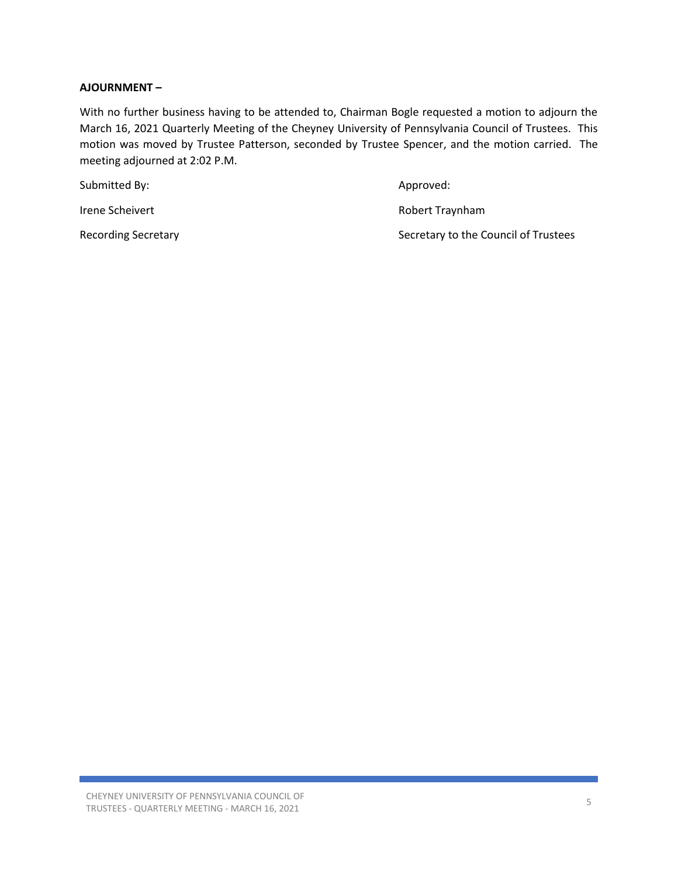**AJOURNMENT –**

With no further business having to be attended to, Chairman Bogle requested a motion to adjourn the March 16, 2021 Quarterly Meeting of the Cheyney University of Pennsylvania Council of Trustees. This motion was moved by Trustee Patterson, seconded by Trustee Spencer, and the motion carried. The meeting adjourned at 2:02 P.M.

Submitted By:

Irene Scheivert

Recording Secretary

Approved:

Robert Traynham

Secretary to the Council of Trustees